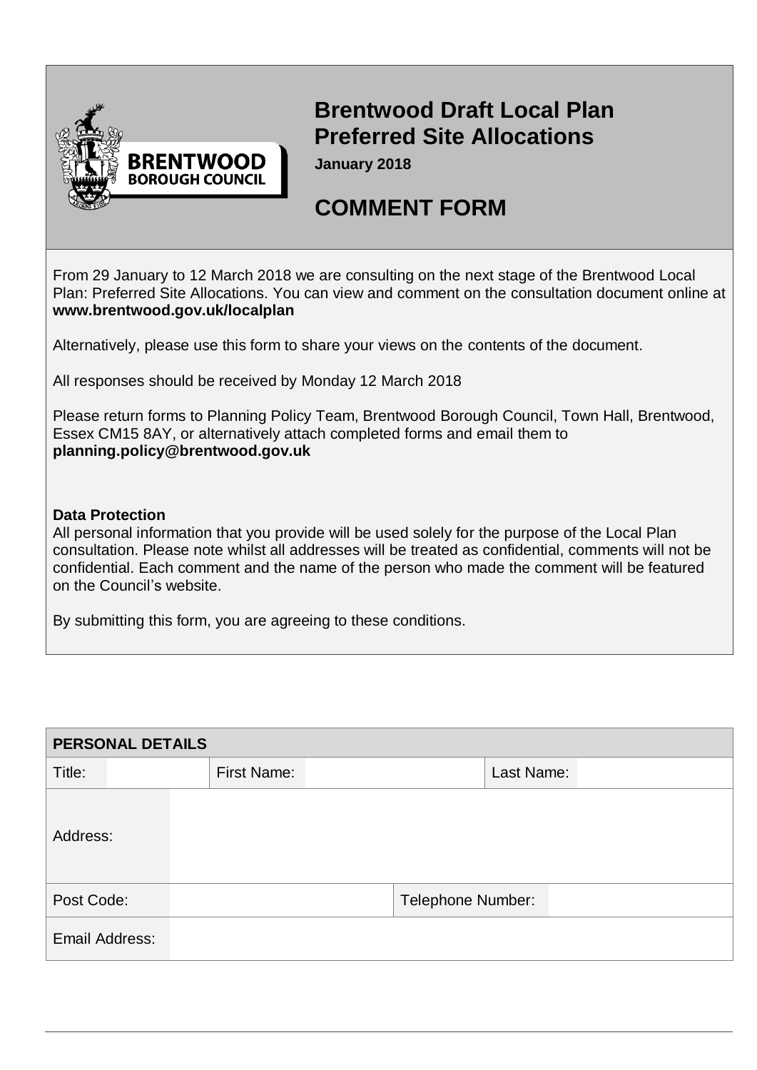# Brentwood Draft Local Plan Preferred Site Allocations

**January 2018**

## COMMENT FORM

From 29 January to 12 March 2018 we are consulting on the next stage of the Brentwood Local Plan: Preferred Site Allocations. You can view and comment on the consultation document online at **www.brentwood.gov.uk/localplan**

Alternatively, please use this form to share your views on the contents of the document.

All responses should be received by Monday 12 March 2018

Please return forms to Planning Policy Team, Brentwood Borough Council, Town Hall, Brentwood, Essex CM15 8AY, or alternatively attach completed forms and email them to **planning.policy@brentwood.gov.uk**

**Data Protection**

All personal information that you provide will be used solely for the purpose of the Local Plan consultation. Please note whilst all addresses will be treated as confidential, comments will not be confidential. Each comment and the name of the person who made the comment will be featured on the Council's website.

By submitting this form, you are agreeing to these conditions.

| PERSONAL DETAILS | | | | | |
|---|---|---|---|---|---|
| Title: | | First Name: | | Last Name: | |
| Address: | | | | | |
| Post Code: | | | Telephone Number: | | |
| Email Address: | | | | | |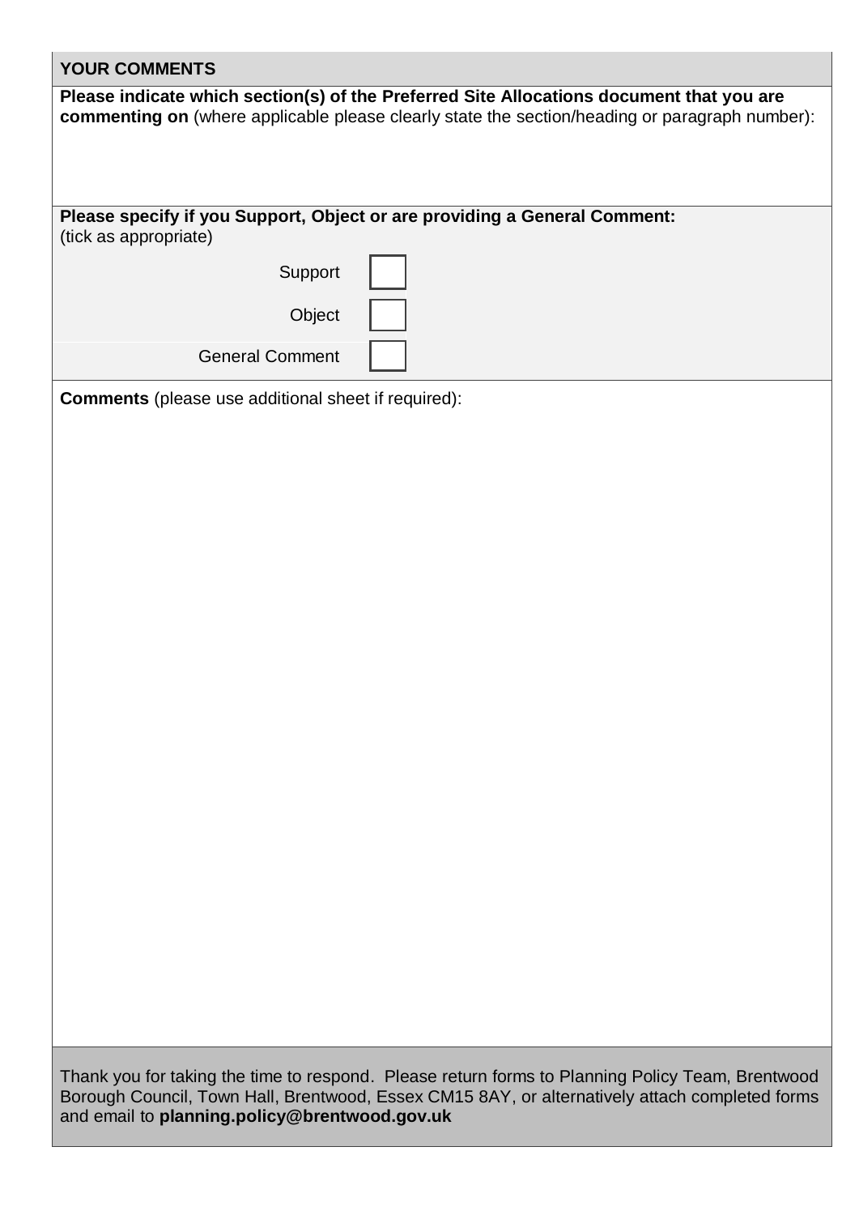## YOUR COMMENTS

**Please indicate which section(s) of the Preferred Site Allocations document that you are commenting on** (where applicable please clearly state the section/heading or paragraph number):

**Please specify if you Support, Object or are providing a General Comment:**
(tick as appropriate)

| | |
|---|---|
| Support | ☐ |
| Object | ☐ |
| General Comment | ☐ |

**Comments** (please use additional sheet if required):

Thank you for taking the time to respond. Please return forms to Planning Policy Team, Brentwood Borough Council, Town Hall, Brentwood, Essex CM15 8AY, or alternatively attach completed forms and email to **planning.policy@brentwood.gov.uk**